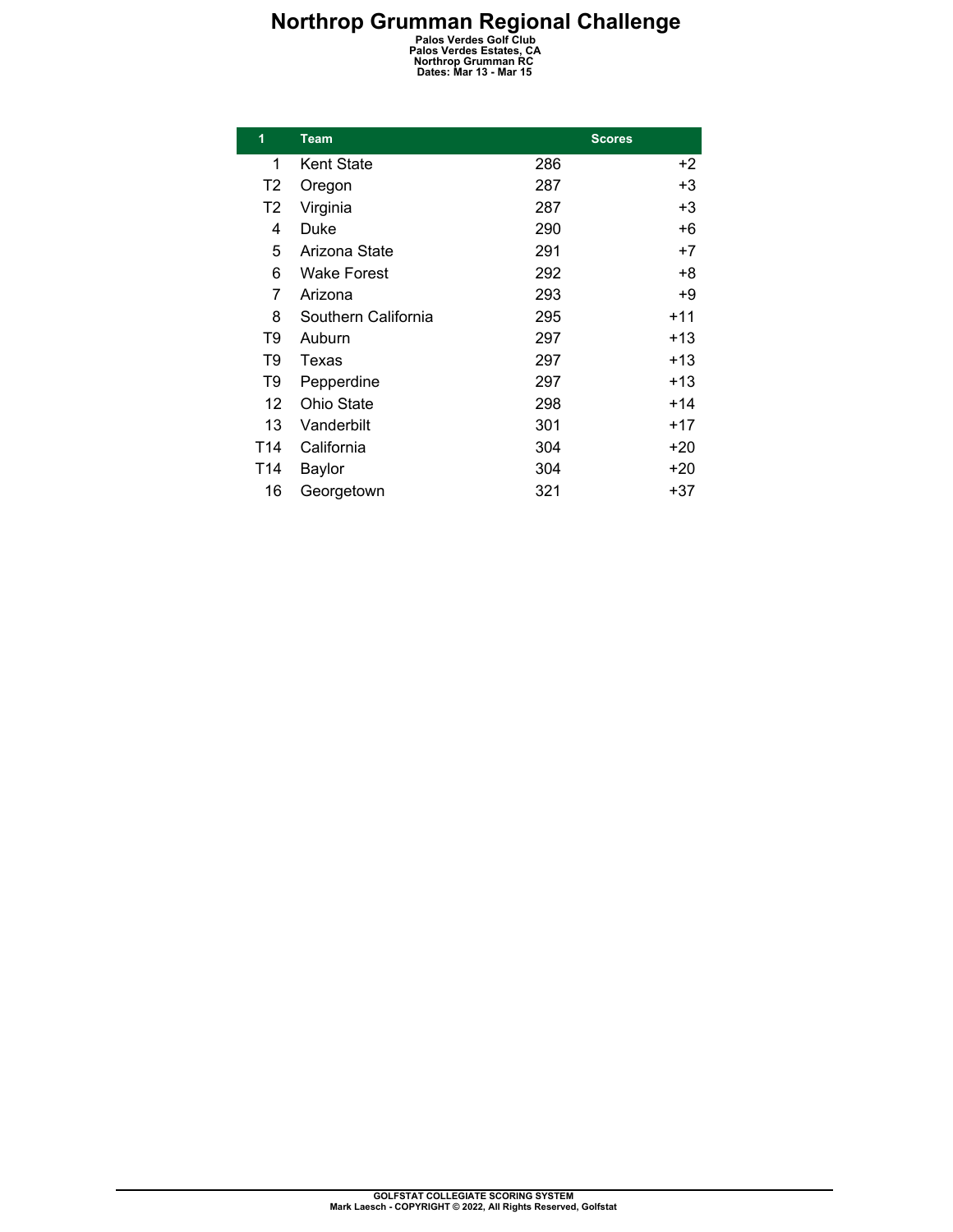# Northrop Grumman Regional Challenge

**Palos Verdes Golf Club**
**Palos Verdes Estates, CA**
**Northrop Grumman RC**
**Dates: Mar 13 - Mar 15**

| 1 | Team | Scores | |
|---|---|---|---|
| 1 | Kent State | 286 | +2 |
| T2 | Oregon | 287 | +3 |
| T2 | Virginia | 287 | +3 |
| 4 | Duke | 290 | +6 |
| 5 | Arizona State | 291 | +7 |
| 6 | Wake Forest | 292 | +8 |
| 7 | Arizona | 293 | +9 |
| 8 | Southern California | 295 | +11 |
| T9 | Auburn | 297 | +13 |
| T9 | Texas | 297 | +13 |
| T9 | Pepperdine | 297 | +13 |
| 12 | Ohio State | 298 | +14 |
| 13 | Vanderbilt | 301 | +17 |
| T14 | California | 304 | +20 |
| T14 | Baylor | 304 | +20 |
| 16 | Georgetown | 321 | +37 |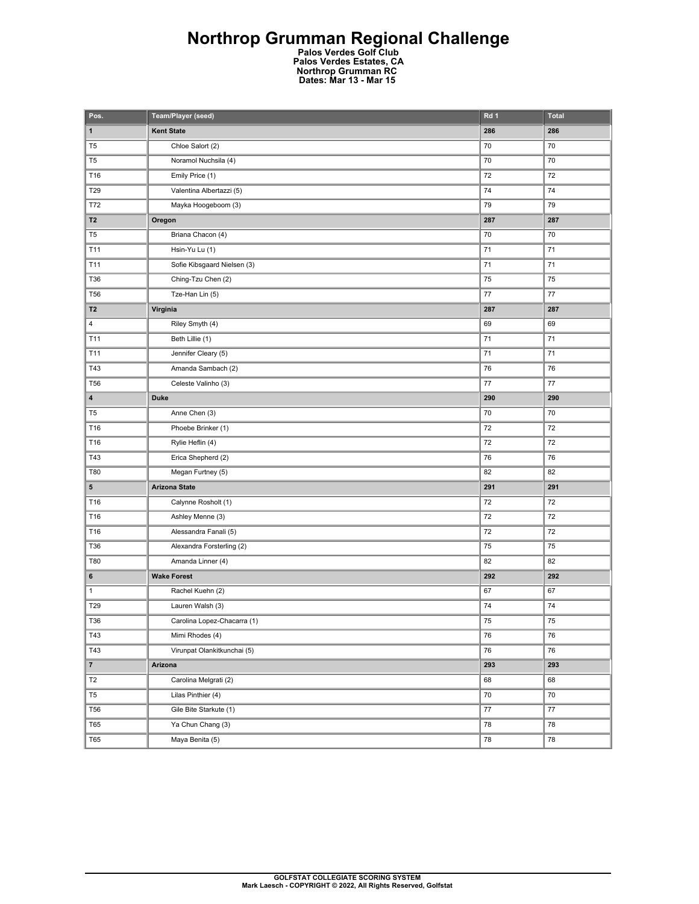# Northrop Grumman Regional Challenge

**Palos Verdes Golf Club**
**Palos Verdes Estates, CA**
**Northrop Grumman RC**
**Dates: Mar 13 - Mar 15**

| Pos. | Team/Player (seed) | Rd 1 | Total |
|---|---|---|---|
| **1** | **Kent State** | **286** | **286** |
| T5 | Chloe Salort (2) | 70 | 70 |
| T5 | Noramol Nuchsila (4) | 70 | 70 |
| T16 | Emily Price (1) | 72 | 72 |
| T29 | Valentina Albertazzi (5) | 74 | 74 |
| T72 | Mayka Hoogeboom (3) | 79 | 79 |
| **T2** | **Oregon** | **287** | **287** |
| T5 | Briana Chacon (4) | 70 | 70 |
| T11 | Hsin-Yu Lu (1) | 71 | 71 |
| T11 | Sofie Kibsgaard Nielsen (3) | 71 | 71 |
| T36 | Ching-Tzu Chen (2) | 75 | 75 |
| T56 | Tze-Han Lin (5) | 77 | 77 |
| **T2** | **Virginia** | **287** | **287** |
| 4 | Riley Smyth (4) | 69 | 69 |
| T11 | Beth Lillie (1) | 71 | 71 |
| T11 | Jennifer Cleary (5) | 71 | 71 |
| T43 | Amanda Sambach (2) | 76 | 76 |
| T56 | Celeste Valinho (3) | 77 | 77 |
| **4** | **Duke** | **290** | **290** |
| T5 | Anne Chen (3) | 70 | 70 |
| T16 | Phoebe Brinker (1) | 72 | 72 |
| T16 | Rylie Heflin (4) | 72 | 72 |
| T43 | Erica Shepherd (2) | 76 | 76 |
| T80 | Megan Furtney (5) | 82 | 82 |
| **5** | **Arizona State** | **291** | **291** |
| T16 | Calynne Rosholt (1) | 72 | 72 |
| T16 | Ashley Menne (3) | 72 | 72 |
| T16 | Alessandra Fanali (5) | 72 | 72 |
| T36 | Alexandra Forsterling (2) | 75 | 75 |
| T80 | Amanda Linner (4) | 82 | 82 |
| **6** | **Wake Forest** | **292** | **292** |
| 1 | Rachel Kuehn (2) | 67 | 67 |
| T29 | Lauren Walsh (3) | 74 | 74 |
| T36 | Carolina Lopez-Chacarra (1) | 75 | 75 |
| T43 | Mimi Rhodes (4) | 76 | 76 |
| T43 | Virunpat Olankitkunchai (5) | 76 | 76 |
| **7** | **Arizona** | **293** | **293** |
| T2 | Carolina Melgrati (2) | 68 | 68 |
| T5 | Lilas Pinthier (4) | 70 | 70 |
| T56 | Gile Bite Starkute (1) | 77 | 77 |
| T65 | Ya Chun Chang (3) | 78 | 78 |
| T65 | Maya Benita (5) | 78 | 78 |

GOLFSTAT COLLEGIATE SCORING SYSTEM
Mark Laesch - COPYRIGHT © 2022, All Rights Reserved, Golfstat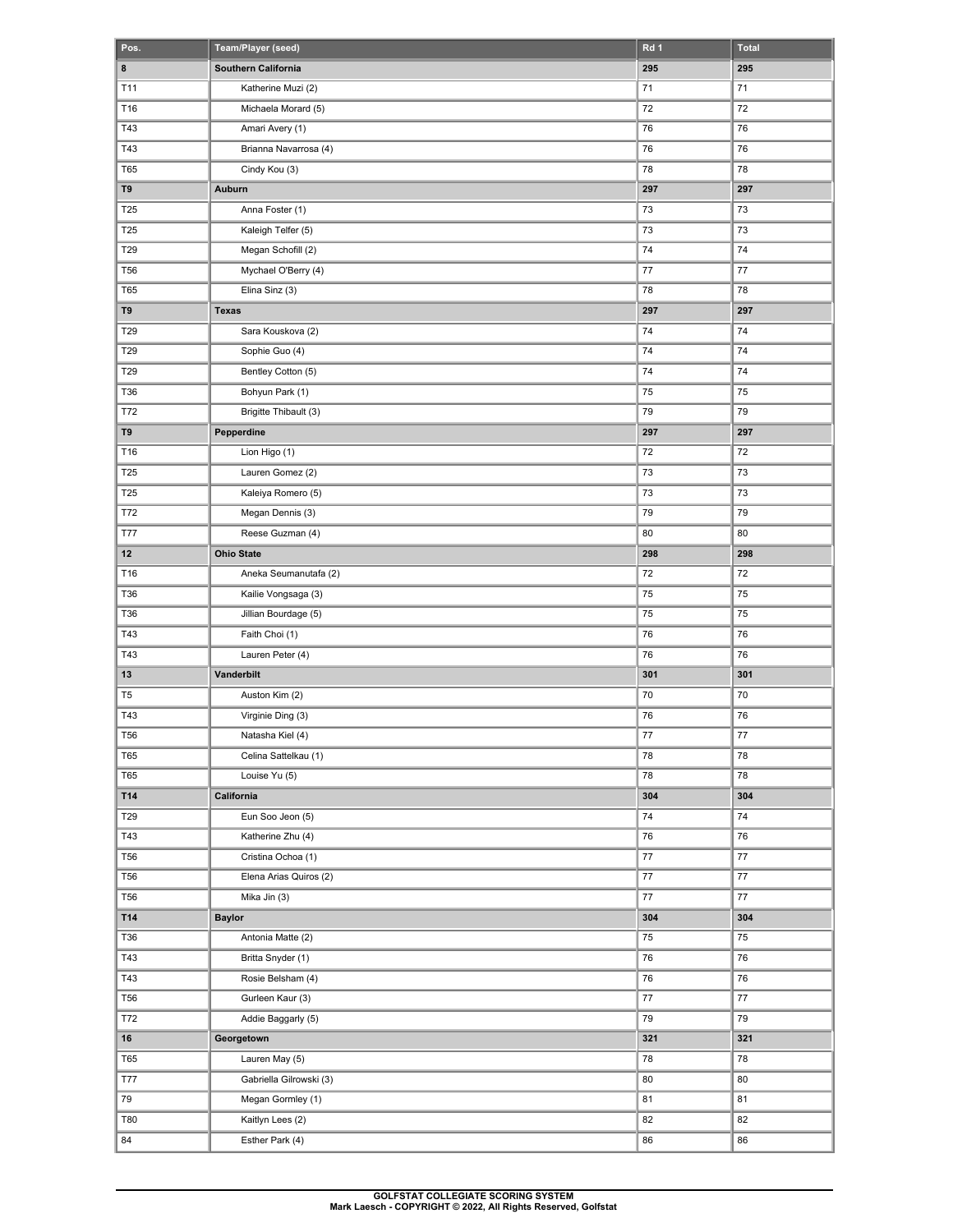| Pos. | Team/Player (seed) | Rd 1 | Total |
|---|---|---|---|
| **8** | **Southern California** | **295** | **295** |
| T11 | Katherine Muzi (2) | 71 | 71 |
| T16 | Michaela Morard (5) | 72 | 72 |
| T43 | Amari Avery (1) | 76 | 76 |
| T43 | Brianna Navarrosa (4) | 76 | 76 |
| T65 | Cindy Kou (3) | 78 | 78 |
| **T9** | **Auburn** | **297** | **297** |
| T25 | Anna Foster (1) | 73 | 73 |
| T25 | Kaleigh Telfer (5) | 73 | 73 |
| T29 | Megan Schofill (2) | 74 | 74 |
| T56 | Mychael O'Berry (4) | 77 | 77 |
| T65 | Elina Sinz (3) | 78 | 78 |
| **T9** | **Texas** | **297** | **297** |
| T29 | Sara Kouskova (2) | 74 | 74 |
| T29 | Sophie Guo (4) | 74 | 74 |
| T29 | Bentley Cotton (5) | 74 | 74 |
| T36 | Bohyun Park (1) | 75 | 75 |
| T72 | Brigitte Thibault (3) | 79 | 79 |
| **T9** | **Pepperdine** | **297** | **297** |
| T16 | Lion Higo (1) | 72 | 72 |
| T25 | Lauren Gomez (2) | 73 | 73 |
| T25 | Kaleiya Romero (5) | 73 | 73 |
| T72 | Megan Dennis (3) | 79 | 79 |
| T77 | Reese Guzman (4) | 80 | 80 |
| **12** | **Ohio State** | **298** | **298** |
| T16 | Aneka Seumanutafa (2) | 72 | 72 |
| T36 | Kailie Vongsaga (3) | 75 | 75 |
| T36 | Jillian Bourdage (5) | 75 | 75 |
| T43 | Faith Choi (1) | 76 | 76 |
| T43 | Lauren Peter (4) | 76 | 76 |
| **13** | **Vanderbilt** | **301** | **301** |
| T5 | Auston Kim (2) | 70 | 70 |
| T43 | Virginie Ding (3) | 76 | 76 |
| T56 | Natasha Kiel (4) | 77 | 77 |
| T65 | Celina Sattelkau (1) | 78 | 78 |
| T65 | Louise Yu (5) | 78 | 78 |
| **T14** | **California** | **304** | **304** |
| T29 | Eun Soo Jeon (5) | 74 | 74 |
| T43 | Katherine Zhu (4) | 76 | 76 |
| T56 | Cristina Ochoa (1) | 77 | 77 |
| T56 | Elena Arias Quiros (2) | 77 | 77 |
| T56 | Mika Jin (3) | 77 | 77 |
| **T14** | **Baylor** | **304** | **304** |
| T36 | Antonia Matte (2) | 75 | 75 |
| T43 | Britta Snyder (1) | 76 | 76 |
| T43 | Rosie Belsham (4) | 76 | 76 |
| T56 | Gurleen Kaur (3) | 77 | 77 |
| T72 | Addie Baggarly (5) | 79 | 79 |
| **16** | **Georgetown** | **321** | **321** |
| T65 | Lauren May (5) | 78 | 78 |
| T77 | Gabriella Gilrowski (3) | 80 | 80 |
| 79 | Megan Gormley (1) | 81 | 81 |
| T80 | Kaitlyn Lees (2) | 82 | 82 |
| 84 | Esther Park (4) | 86 | 86 |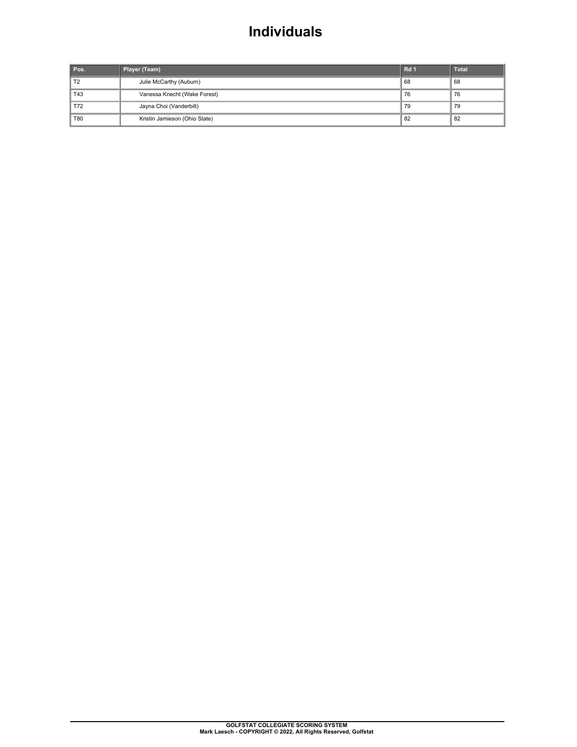# Individuals

| Pos. | Player (Team) | Rd 1 | Total |
|---|---|---|---|
| T2 | Julie McCarthy (Auburn) | 68 | 68 |
| T43 | Vanessa Knecht (Wake Forest) | 76 | 76 |
| T72 | Jayna Choi (Vanderbilt) | 79 | 79 |
| T80 | Kristin Jamieson (Ohio State) | 82 | 82 |